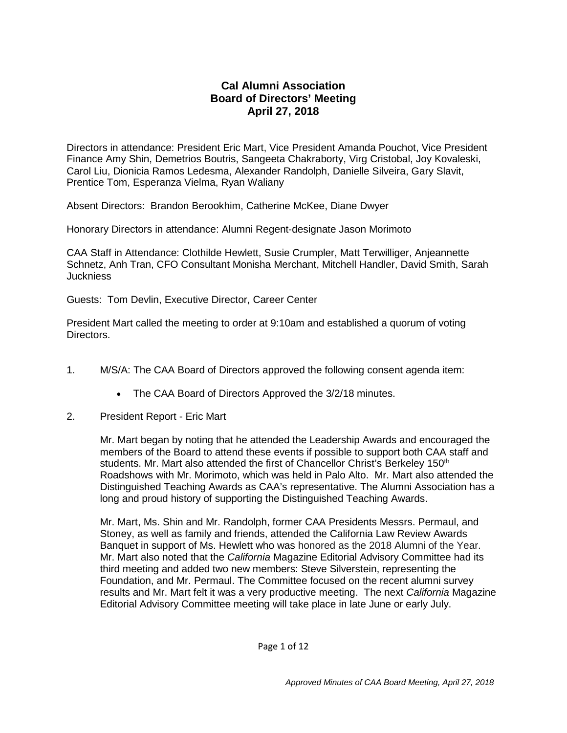# Cal Alumni Association
## Board of Directors' Meeting
## April 27, 2018

Directors in attendance: President Eric Mart, Vice President Amanda Pouchot, Vice President Finance Amy Shin, Demetrios Boutris, Sangeeta Chakraborty, Virg Cristobal, Joy Kovaleski, Carol Liu, Dionicia Ramos Ledesma, Alexander Randolph, Danielle Silveira, Gary Slavit, Prentice Tom, Esperanza Vielma, Ryan Waliany

Absent Directors: Brandon Berookhim, Catherine McKee, Diane Dwyer

Honorary Directors in attendance: Alumni Regent-designate Jason Morimoto

CAA Staff in Attendance: Clothilde Hewlett, Susie Crumpler, Matt Terwilliger, Anjeannette Schnetz, Anh Tran, CFO Consultant Monisha Merchant, Mitchell Handler, David Smith, Sarah Juckniess

Guests: Tom Devlin, Executive Director, Career Center

President Mart called the meeting to order at 9:10am and established a quorum of voting Directors.

1. M/S/A: The CAA Board of Directors approved the following consent agenda item:

   - The CAA Board of Directors Approved the 3/2/18 minutes.

2. President Report - Eric Mart

   Mr. Mart began by noting that he attended the Leadership Awards and encouraged the members of the Board to attend these events if possible to support both CAA staff and students. Mr. Mart also attended the first of Chancellor Christ's Berkeley 150th Roadshows with Mr. Morimoto, which was held in Palo Alto. Mr. Mart also attended the Distinguished Teaching Awards as CAA's representative. The Alumni Association has a long and proud history of supporting the Distinguished Teaching Awards.

   Mr. Mart, Ms. Shin and Mr. Randolph, former CAA Presidents Messrs. Permaul, and Stoney, as well as family and friends, attended the California Law Review Awards Banquet in support of Ms. Hewlett who was honored as the 2018 Alumni of the Year. Mr. Mart also noted that the *California* Magazine Editorial Advisory Committee had its third meeting and added two new members: Steve Silverstein, representing the Foundation, and Mr. Permaul. The Committee focused on the recent alumni survey results and Mr. Mart felt it was a very productive meeting. The next *California* Magazine Editorial Advisory Committee meeting will take place in late June or early July.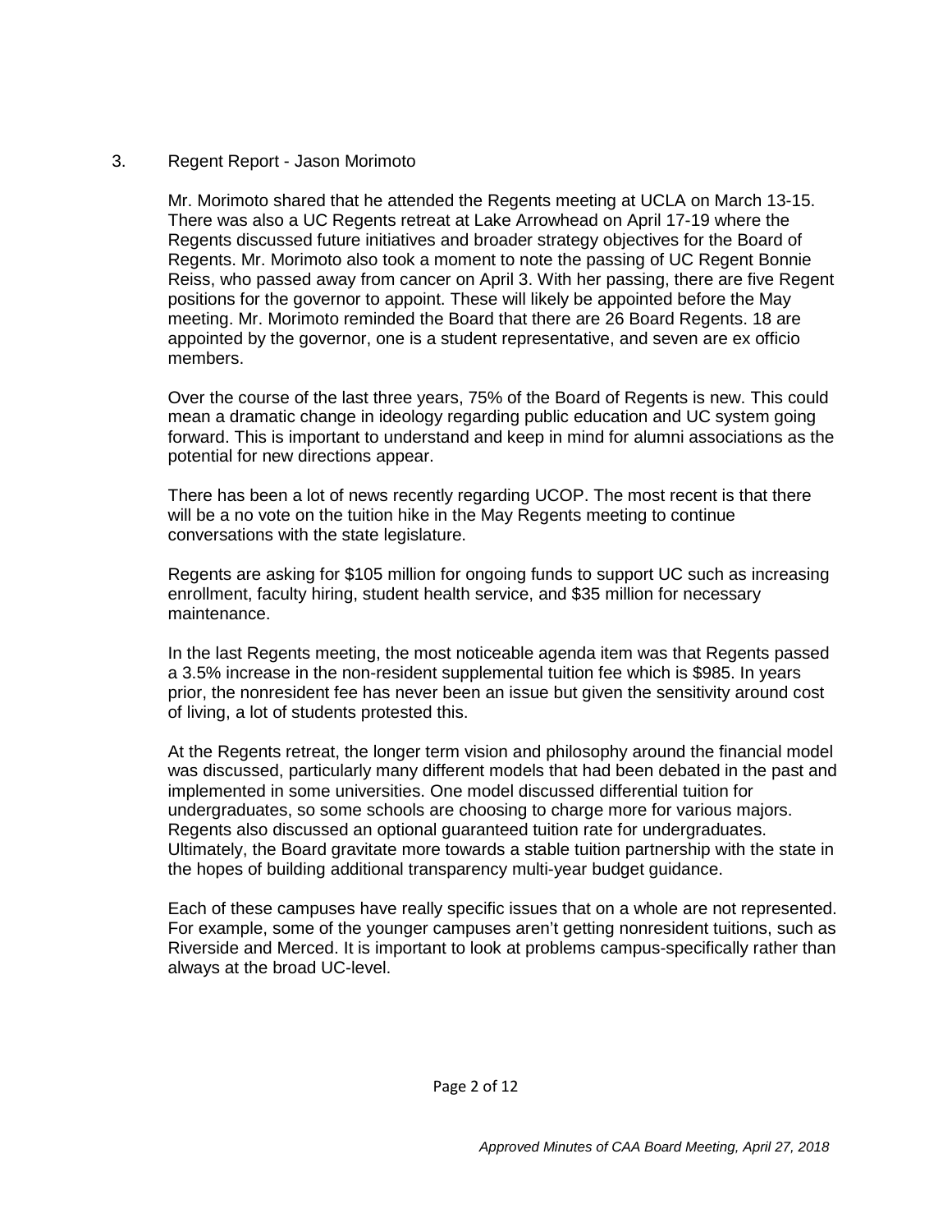3. Regent Report - Jason Morimoto

Mr. Morimoto shared that he attended the Regents meeting at UCLA on March 13-15. There was also a UC Regents retreat at Lake Arrowhead on April 17-19 where the Regents discussed future initiatives and broader strategy objectives for the Board of Regents. Mr. Morimoto also took a moment to note the passing of UC Regent Bonnie Reiss, who passed away from cancer on April 3. With her passing, there are five Regent positions for the governor to appoint. These will likely be appointed before the May meeting. Mr. Morimoto reminded the Board that there are 26 Board Regents. 18 are appointed by the governor, one is a student representative, and seven are ex officio members.

Over the course of the last three years, 75% of the Board of Regents is new. This could mean a dramatic change in ideology regarding public education and UC system going forward. This is important to understand and keep in mind for alumni associations as the potential for new directions appear.

There has been a lot of news recently regarding UCOP. The most recent is that there will be a no vote on the tuition hike in the May Regents meeting to continue conversations with the state legislature.

Regents are asking for $105 million for ongoing funds to support UC such as increasing enrollment, faculty hiring, student health service, and $35 million for necessary maintenance.

In the last Regents meeting, the most noticeable agenda item was that Regents passed a 3.5% increase in the non-resident supplemental tuition fee which is $985. In years prior, the nonresident fee has never been an issue but given the sensitivity around cost of living, a lot of students protested this.

At the Regents retreat, the longer term vision and philosophy around the financial model was discussed, particularly many different models that had been debated in the past and implemented in some universities. One model discussed differential tuition for undergraduates, so some schools are choosing to charge more for various majors. Regents also discussed an optional guaranteed tuition rate for undergraduates. Ultimately, the Board gravitate more towards a stable tuition partnership with the state in the hopes of building additional transparency multi-year budget guidance.

Each of these campuses have really specific issues that on a whole are not represented. For example, some of the younger campuses aren't getting nonresident tuitions, such as Riverside and Merced. It is important to look at problems campus-specifically rather than always at the broad UC-level.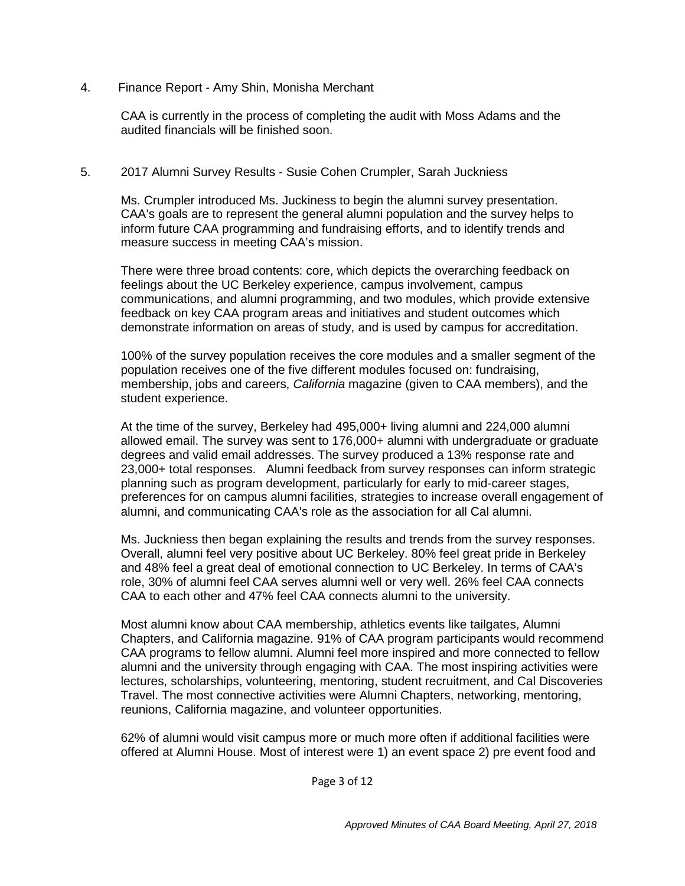4. Finance Report - Amy Shin, Monisha Merchant

CAA is currently in the process of completing the audit with Moss Adams and the audited financials will be finished soon.

5. 2017 Alumni Survey Results - Susie Cohen Crumpler, Sarah Juckniess

Ms. Crumpler introduced Ms. Juckiness to begin the alumni survey presentation. CAA's goals are to represent the general alumni population and the survey helps to inform future CAA programming and fundraising efforts, and to identify trends and measure success in meeting CAA's mission.

There were three broad contents: core, which depicts the overarching feedback on feelings about the UC Berkeley experience, campus involvement, campus communications, and alumni programming, and two modules, which provide extensive feedback on key CAA program areas and initiatives and student outcomes which demonstrate information on areas of study, and is used by campus for accreditation.

100% of the survey population receives the core modules and a smaller segment of the population receives one of the five different modules focused on: fundraising, membership, jobs and careers, *California* magazine (given to CAA members), and the student experience.

At the time of the survey, Berkeley had 495,000+ living alumni and 224,000 alumni allowed email. The survey was sent to 176,000+ alumni with undergraduate or graduate degrees and valid email addresses. The survey produced a 13% response rate and 23,000+ total responses. Alumni feedback from survey responses can inform strategic planning such as program development, particularly for early to mid-career stages, preferences for on campus alumni facilities, strategies to increase overall engagement of alumni, and communicating CAA's role as the association for all Cal alumni.

Ms. Juckniess then began explaining the results and trends from the survey responses. Overall, alumni feel very positive about UC Berkeley. 80% feel great pride in Berkeley and 48% feel a great deal of emotional connection to UC Berkeley. In terms of CAA's role, 30% of alumni feel CAA serves alumni well or very well. 26% feel CAA connects CAA to each other and 47% feel CAA connects alumni to the university.

Most alumni know about CAA membership, athletics events like tailgates, Alumni Chapters, and California magazine. 91% of CAA program participants would recommend CAA programs to fellow alumni. Alumni feel more inspired and more connected to fellow alumni and the university through engaging with CAA. The most inspiring activities were lectures, scholarships, volunteering, mentoring, student recruitment, and Cal Discoveries Travel. The most connective activities were Alumni Chapters, networking, mentoring, reunions, California magazine, and volunteer opportunities.

62% of alumni would visit campus more or much more often if additional facilities were offered at Alumni House. Most of interest were 1) an event space 2) pre event food and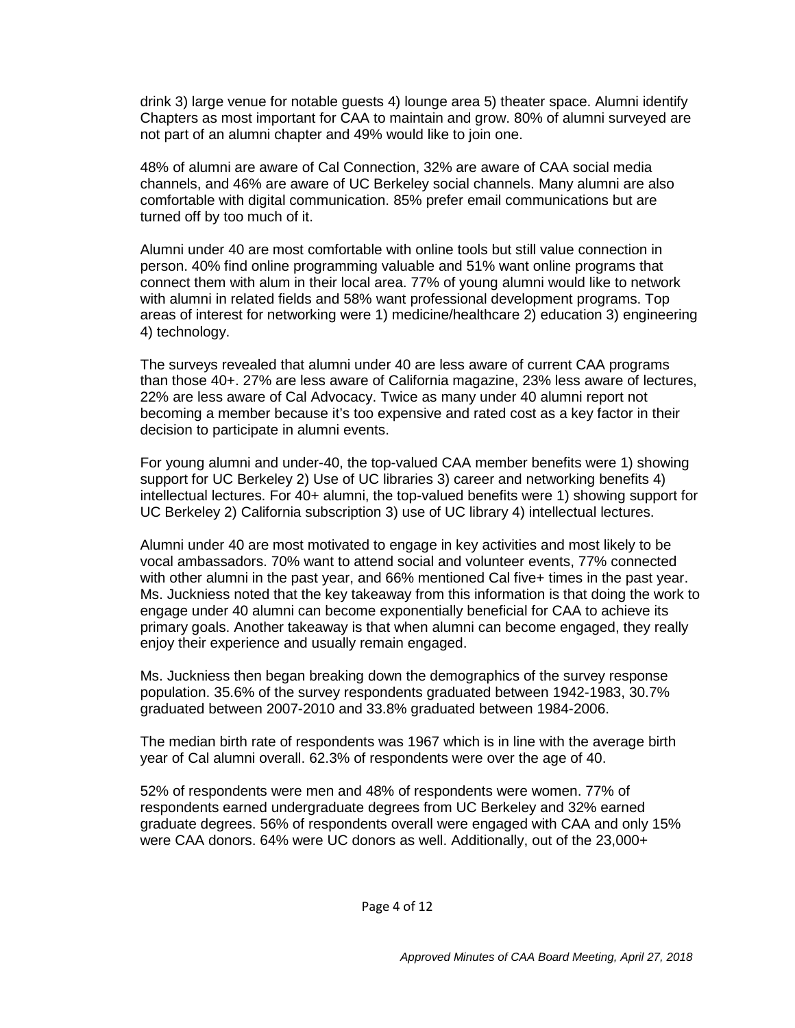drink 3) large venue for notable guests 4) lounge area 5) theater space. Alumni identify Chapters as most important for CAA to maintain and grow. 80% of alumni surveyed are not part of an alumni chapter and 49% would like to join one.

48% of alumni are aware of Cal Connection, 32% are aware of CAA social media channels, and 46% are aware of UC Berkeley social channels. Many alumni are also comfortable with digital communication. 85% prefer email communications but are turned off by too much of it.

Alumni under 40 are most comfortable with online tools but still value connection in person. 40% find online programming valuable and 51% want online programs that connect them with alum in their local area. 77% of young alumni would like to network with alumni in related fields and 58% want professional development programs. Top areas of interest for networking were 1) medicine/healthcare 2) education 3) engineering 4) technology.

The surveys revealed that alumni under 40 are less aware of current CAA programs than those 40+. 27% are less aware of California magazine, 23% less aware of lectures, 22% are less aware of Cal Advocacy. Twice as many under 40 alumni report not becoming a member because it's too expensive and rated cost as a key factor in their decision to participate in alumni events.

For young alumni and under-40, the top-valued CAA member benefits were 1) showing support for UC Berkeley 2) Use of UC libraries 3) career and networking benefits 4) intellectual lectures. For 40+ alumni, the top-valued benefits were 1) showing support for UC Berkeley 2) California subscription 3) use of UC library 4) intellectual lectures.

Alumni under 40 are most motivated to engage in key activities and most likely to be vocal ambassadors. 70% want to attend social and volunteer events, 77% connected with other alumni in the past year, and 66% mentioned Cal five+ times in the past year. Ms. Juckniess noted that the key takeaway from this information is that doing the work to engage under 40 alumni can become exponentially beneficial for CAA to achieve its primary goals. Another takeaway is that when alumni can become engaged, they really enjoy their experience and usually remain engaged.

Ms. Juckniess then began breaking down the demographics of the survey response population. 35.6% of the survey respondents graduated between 1942-1983, 30.7% graduated between 2007-2010 and 33.8% graduated between 1984-2006.

The median birth rate of respondents was 1967 which is in line with the average birth year of Cal alumni overall. 62.3% of respondents were over the age of 40.

52% of respondents were men and 48% of respondents were women. 77% of respondents earned undergraduate degrees from UC Berkeley and 32% earned graduate degrees. 56% of respondents overall were engaged with CAA and only 15% were CAA donors. 64% were UC donors as well. Additionally, out of the 23,000+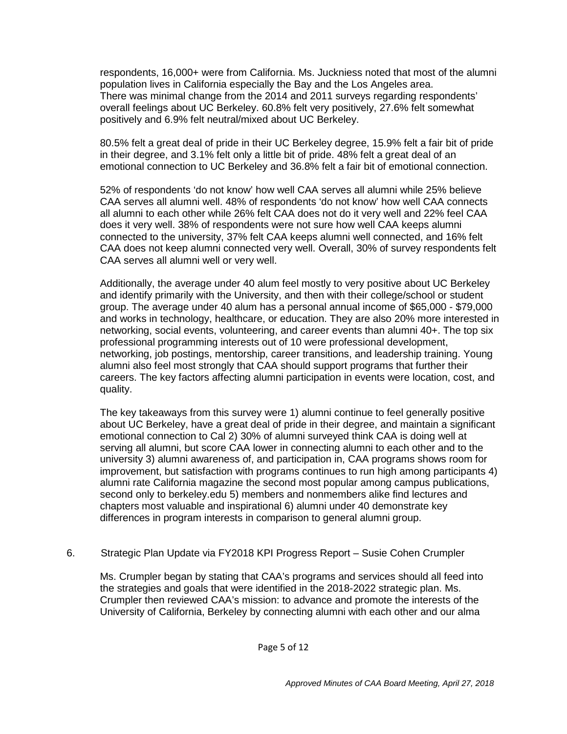respondents, 16,000+ were from California. Ms. Juckniess noted that most of the alumni population lives in California especially the Bay and the Los Angeles area. There was minimal change from the 2014 and 2011 surveys regarding respondents' overall feelings about UC Berkeley. 60.8% felt very positively, 27.6% felt somewhat positively and 6.9% felt neutral/mixed about UC Berkeley.

80.5% felt a great deal of pride in their UC Berkeley degree, 15.9% felt a fair bit of pride in their degree, and 3.1% felt only a little bit of pride. 48% felt a great deal of an emotional connection to UC Berkeley and 36.8% felt a fair bit of emotional connection.

52% of respondents 'do not know' how well CAA serves all alumni while 25% believe CAA serves all alumni well. 48% of respondents 'do not know' how well CAA connects all alumni to each other while 26% felt CAA does not do it very well and 22% feel CAA does it very well. 38% of respondents were not sure how well CAA keeps alumni connected to the university, 37% felt CAA keeps alumni well connected, and 16% felt CAA does not keep alumni connected very well. Overall, 30% of survey respondents felt CAA serves all alumni well or very well.

Additionally, the average under 40 alum feel mostly to very positive about UC Berkeley and identify primarily with the University, and then with their college/school or student group. The average under 40 alum has a personal annual income of $65,000 - $79,000 and works in technology, healthcare, or education. They are also 20% more interested in networking, social events, volunteering, and career events than alumni 40+. The top six professional programming interests out of 10 were professional development, networking, job postings, mentorship, career transitions, and leadership training. Young alumni also feel most strongly that CAA should support programs that further their careers. The key factors affecting alumni participation in events were location, cost, and quality.

The key takeaways from this survey were 1) alumni continue to feel generally positive about UC Berkeley, have a great deal of pride in their degree, and maintain a significant emotional connection to Cal 2) 30% of alumni surveyed think CAA is doing well at serving all alumni, but score CAA lower in connecting alumni to each other and to the university 3) alumni awareness of, and participation in, CAA programs shows room for improvement, but satisfaction with programs continues to run high among participants 4) alumni rate California magazine the second most popular among campus publications, second only to berkeley.edu 5) members and nonmembers alike find lectures and chapters most valuable and inspirational 6) alumni under 40 demonstrate key differences in program interests in comparison to general alumni group.

6. Strategic Plan Update via FY2018 KPI Progress Report – Susie Cohen Crumpler

Ms. Crumpler began by stating that CAA's programs and services should all feed into the strategies and goals that were identified in the 2018-2022 strategic plan. Ms. Crumpler then reviewed CAA's mission: to advance and promote the interests of the University of California, Berkeley by connecting alumni with each other and our alma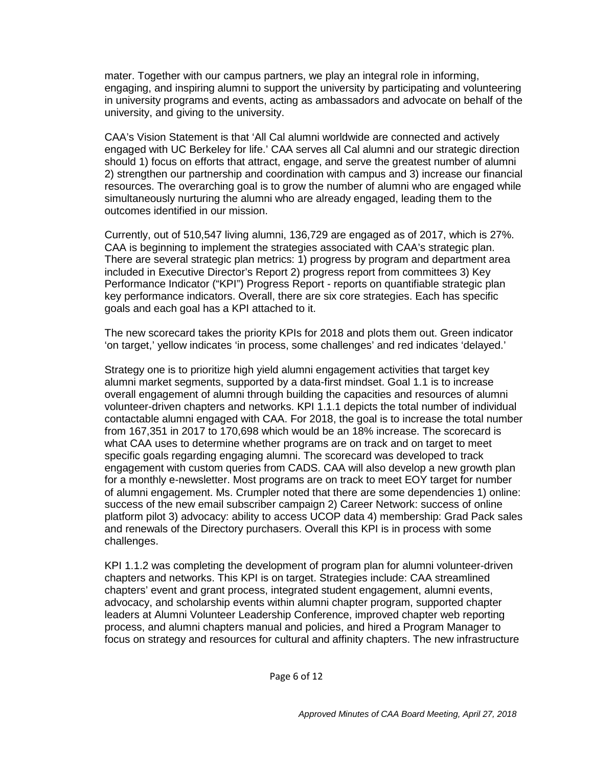mater. Together with our campus partners, we play an integral role in informing, engaging, and inspiring alumni to support the university by participating and volunteering in university programs and events, acting as ambassadors and advocate on behalf of the university, and giving to the university.

CAA's Vision Statement is that 'All Cal alumni worldwide are connected and actively engaged with UC Berkeley for life.' CAA serves all Cal alumni and our strategic direction should 1) focus on efforts that attract, engage, and serve the greatest number of alumni 2) strengthen our partnership and coordination with campus and 3) increase our financial resources. The overarching goal is to grow the number of alumni who are engaged while simultaneously nurturing the alumni who are already engaged, leading them to the outcomes identified in our mission.

Currently, out of 510,547 living alumni, 136,729 are engaged as of 2017, which is 27%. CAA is beginning to implement the strategies associated with CAA's strategic plan. There are several strategic plan metrics: 1) progress by program and department area included in Executive Director's Report 2) progress report from committees 3) Key Performance Indicator ("KPI") Progress Report - reports on quantifiable strategic plan key performance indicators. Overall, there are six core strategies. Each has specific goals and each goal has a KPI attached to it.

The new scorecard takes the priority KPIs for 2018 and plots them out. Green indicator 'on target,' yellow indicates 'in process, some challenges' and red indicates 'delayed.'

Strategy one is to prioritize high yield alumni engagement activities that target key alumni market segments, supported by a data-first mindset. Goal 1.1 is to increase overall engagement of alumni through building the capacities and resources of alumni volunteer-driven chapters and networks. KPI 1.1.1 depicts the total number of individual contactable alumni engaged with CAA. For 2018, the goal is to increase the total number from 167,351 in 2017 to 170,698 which would be an 18% increase. The scorecard is what CAA uses to determine whether programs are on track and on target to meet specific goals regarding engaging alumni. The scorecard was developed to track engagement with custom queries from CADS. CAA will also develop a new growth plan for a monthly e-newsletter. Most programs are on track to meet EOY target for number of alumni engagement. Ms. Crumpler noted that there are some dependencies 1) online: success of the new email subscriber campaign 2) Career Network: success of online platform pilot 3) advocacy: ability to access UCOP data 4) membership: Grad Pack sales and renewals of the Directory purchasers. Overall this KPI is in process with some challenges.

KPI 1.1.2 was completing the development of program plan for alumni volunteer-driven chapters and networks. This KPI is on target. Strategies include: CAA streamlined chapters' event and grant process, integrated student engagement, alumni events, advocacy, and scholarship events within alumni chapter program, supported chapter leaders at Alumni Volunteer Leadership Conference, improved chapter web reporting process, and alumni chapters manual and policies, and hired a Program Manager to focus on strategy and resources for cultural and affinity chapters. The new infrastructure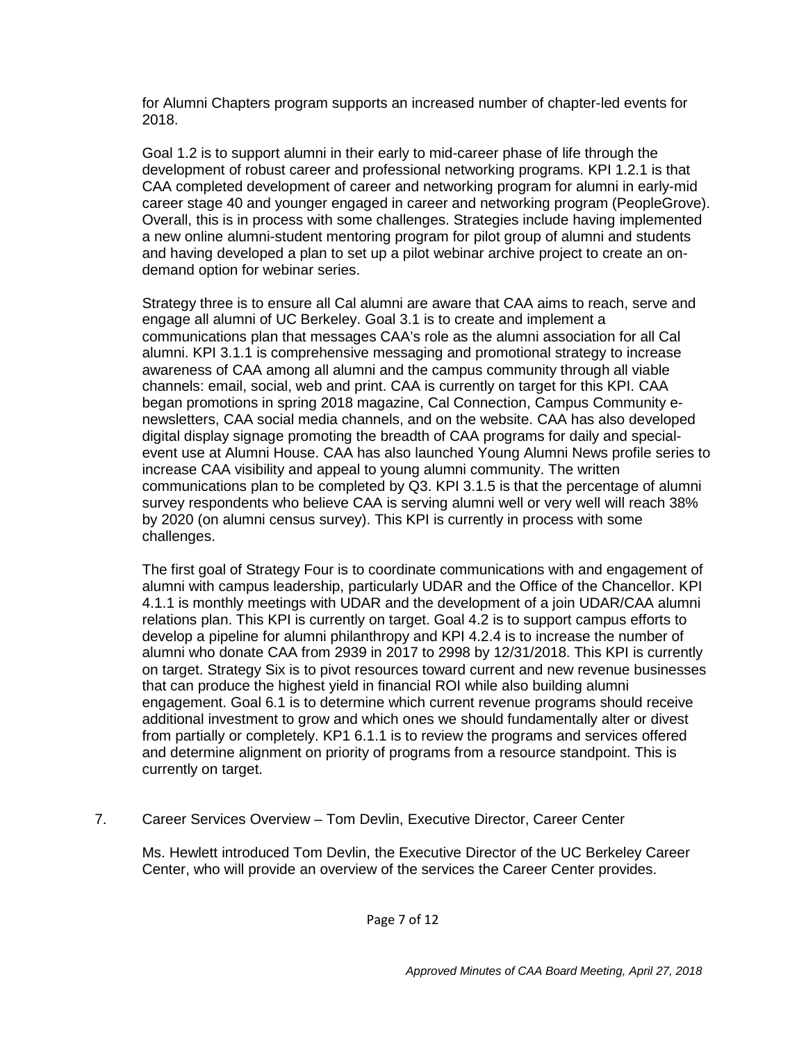for Alumni Chapters program supports an increased number of chapter-led events for 2018.

Goal 1.2 is to support alumni in their early to mid-career phase of life through the development of robust career and professional networking programs. KPI 1.2.1 is that CAA completed development of career and networking program for alumni in early-mid career stage 40 and younger engaged in career and networking program (PeopleGrove). Overall, this is in process with some challenges. Strategies include having implemented a new online alumni-student mentoring program for pilot group of alumni and students and having developed a plan to set up a pilot webinar archive project to create an on-demand option for webinar series.

Strategy three is to ensure all Cal alumni are aware that CAA aims to reach, serve and engage all alumni of UC Berkeley. Goal 3.1 is to create and implement a communications plan that messages CAA's role as the alumni association for all Cal alumni. KPI 3.1.1 is comprehensive messaging and promotional strategy to increase awareness of CAA among all alumni and the campus community through all viable channels: email, social, web and print. CAA is currently on target for this KPI. CAA began promotions in spring 2018 magazine, Cal Connection, Campus Community e-newsletters, CAA social media channels, and on the website. CAA has also developed digital display signage promoting the breadth of CAA programs for daily and special-event use at Alumni House. CAA has also launched Young Alumni News profile series to increase CAA visibility and appeal to young alumni community. The written communications plan to be completed by Q3. KPI 3.1.5 is that the percentage of alumni survey respondents who believe CAA is serving alumni well or very well will reach 38% by 2020 (on alumni census survey). This KPI is currently in process with some challenges.

The first goal of Strategy Four is to coordinate communications with and engagement of alumni with campus leadership, particularly UDAR and the Office of the Chancellor. KPI 4.1.1 is monthly meetings with UDAR and the development of a join UDAR/CAA alumni relations plan. This KPI is currently on target. Goal 4.2 is to support campus efforts to develop a pipeline for alumni philanthropy and KPI 4.2.4 is to increase the number of alumni who donate CAA from 2939 in 2017 to 2998 by 12/31/2018. This KPI is currently on target. Strategy Six is to pivot resources toward current and new revenue businesses that can produce the highest yield in financial ROI while also building alumni engagement. Goal 6.1 is to determine which current revenue programs should receive additional investment to grow and which ones we should fundamentally alter or divest from partially or completely. KP1 6.1.1 is to review the programs and services offered and determine alignment on priority of programs from a resource standpoint. This is currently on target.

7. Career Services Overview – Tom Devlin, Executive Director, Career Center

Ms. Hewlett introduced Tom Devlin, the Executive Director of the UC Berkeley Career Center, who will provide an overview of the services the Career Center provides.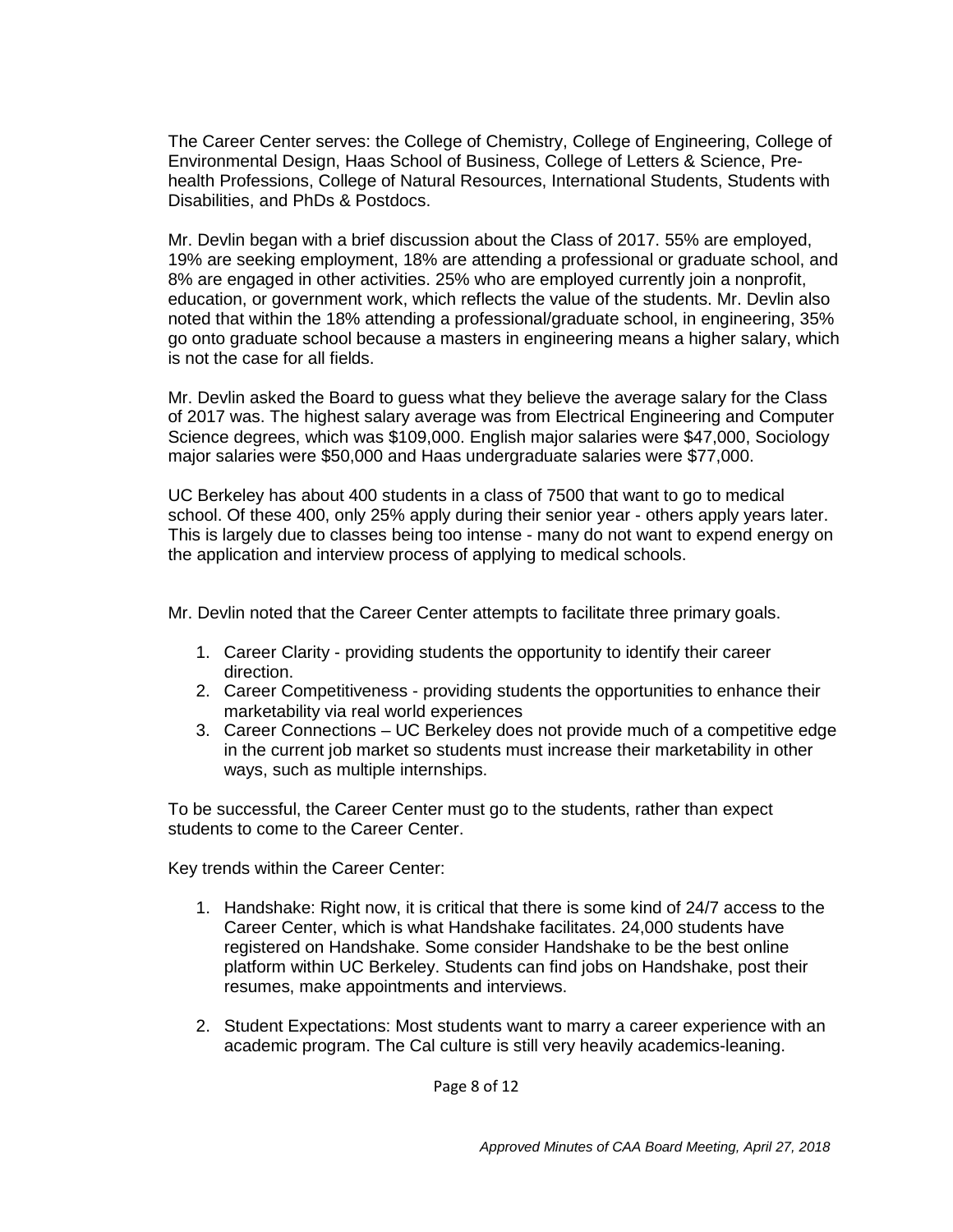The Career Center serves: the College of Chemistry, College of Engineering, College of Environmental Design, Haas School of Business, College of Letters & Science, Pre-health Professions, College of Natural Resources, International Students, Students with Disabilities, and PhDs & Postdocs.

Mr. Devlin began with a brief discussion about the Class of 2017. 55% are employed, 19% are seeking employment, 18% are attending a professional or graduate school, and 8% are engaged in other activities. 25% who are employed currently join a nonprofit, education, or government work, which reflects the value of the students. Mr. Devlin also noted that within the 18% attending a professional/graduate school, in engineering, 35% go onto graduate school because a masters in engineering means a higher salary, which is not the case for all fields.

Mr. Devlin asked the Board to guess what they believe the average salary for the Class of 2017 was. The highest salary average was from Electrical Engineering and Computer Science degrees, which was $109,000. English major salaries were $47,000, Sociology major salaries were $50,000 and Haas undergraduate salaries were $77,000.

UC Berkeley has about 400 students in a class of 7500 that want to go to medical school. Of these 400, only 25% apply during their senior year - others apply years later. This is largely due to classes being too intense - many do not want to expend energy on the application and interview process of applying to medical schools.

Mr. Devlin noted that the Career Center attempts to facilitate three primary goals.

1. Career Clarity - providing students the opportunity to identify their career direction.
2. Career Competitiveness - providing students the opportunities to enhance their marketability via real world experiences
3. Career Connections – UC Berkeley does not provide much of a competitive edge in the current job market so students must increase their marketability in other ways, such as multiple internships.

To be successful, the Career Center must go to the students, rather than expect students to come to the Career Center.

Key trends within the Career Center:

1. Handshake: Right now, it is critical that there is some kind of 24/7 access to the Career Center, which is what Handshake facilitates. 24,000 students have registered on Handshake. Some consider Handshake to be the best online platform within UC Berkeley. Students can find jobs on Handshake, post their resumes, make appointments and interviews.

2. Student Expectations: Most students want to marry a career experience with an academic program. The Cal culture is still very heavily academics-leaning.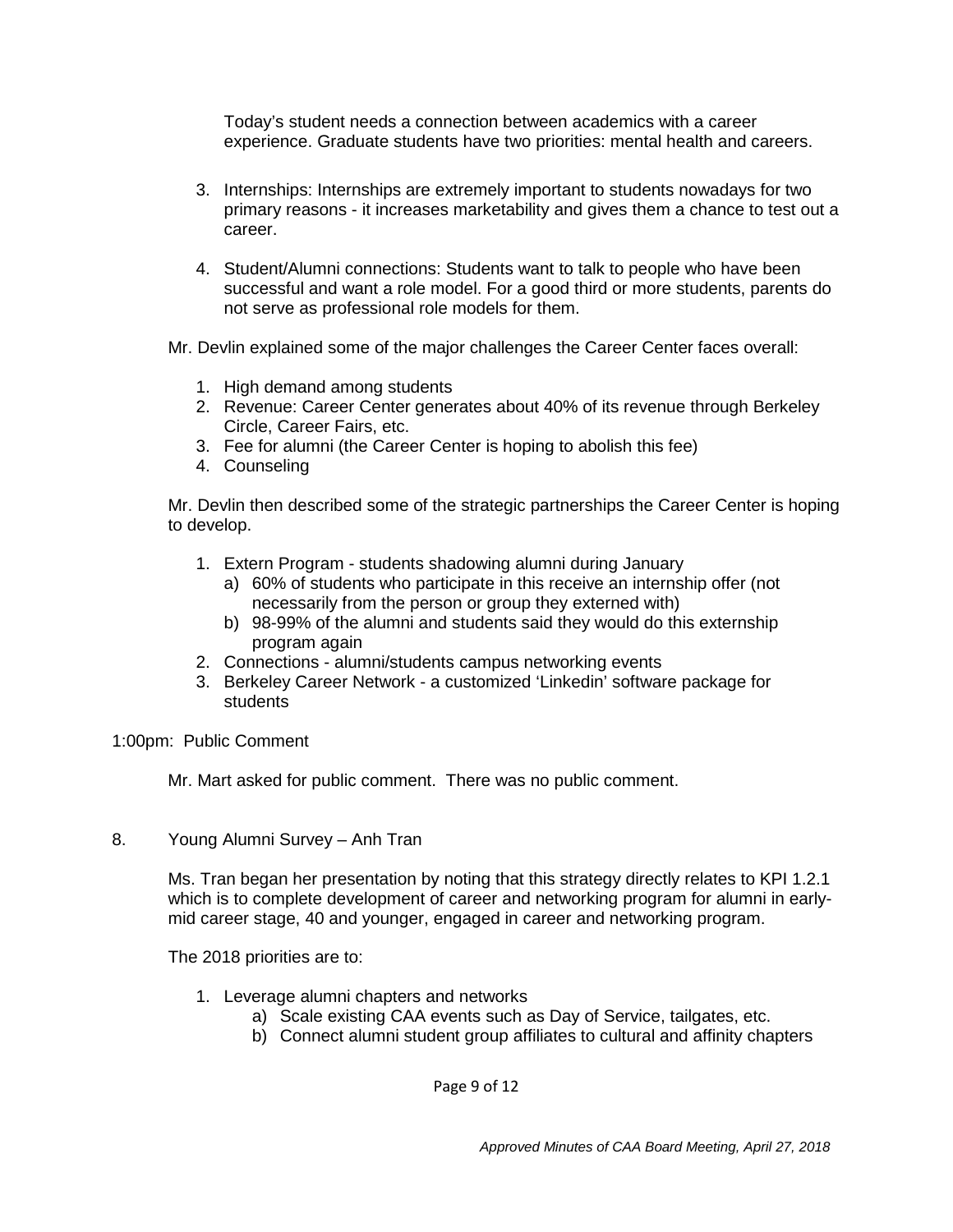Today's student needs a connection between academics with a career experience. Graduate students have two priorities: mental health and careers.

3. Internships: Internships are extremely important to students nowadays for two primary reasons - it increases marketability and gives them a chance to test out a career.

4. Student/Alumni connections: Students want to talk to people who have been successful and want a role model. For a good third or more students, parents do not serve as professional role models for them.

Mr. Devlin explained some of the major challenges the Career Center faces overall:

1. High demand among students
2. Revenue: Career Center generates about 40% of its revenue through Berkeley Circle, Career Fairs, etc.
3. Fee for alumni (the Career Center is hoping to abolish this fee)
4. Counseling

Mr. Devlin then described some of the strategic partnerships the Career Center is hoping to develop.

1. Extern Program - students shadowing alumni during January
   a) 60% of students who participate in this receive an internship offer (not necessarily from the person or group they externed with)
   b) 98-99% of the alumni and students said they would do this externship program again
2. Connections - alumni/students campus networking events
3. Berkeley Career Network - a customized 'Linkedin' software package for students

1:00pm: Public Comment

Mr. Mart asked for public comment. There was no public comment.

8. Young Alumni Survey – Anh Tran

Ms. Tran began her presentation by noting that this strategy directly relates to KPI 1.2.1 which is to complete development of career and networking program for alumni in early-mid career stage, 40 and younger, engaged in career and networking program.

The 2018 priorities are to:

1. Leverage alumni chapters and networks
   a) Scale existing CAA events such as Day of Service, tailgates, etc.
   b) Connect alumni student group affiliates to cultural and affinity chapters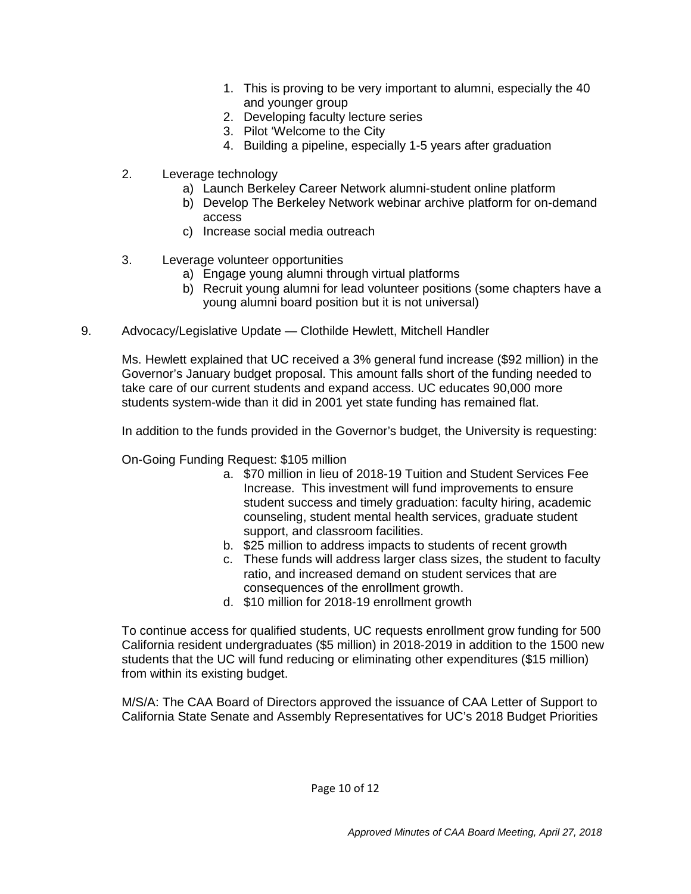1. This is proving to be very important to alumni, especially the 40 and younger group
2. Developing faculty lecture series
3. Pilot 'Welcome to the City
4. Building a pipeline, especially 1-5 years after graduation

2. Leverage technology
   a) Launch Berkeley Career Network alumni-student online platform
   b) Develop The Berkeley Network webinar archive platform for on-demand access
   c) Increase social media outreach

3. Leverage volunteer opportunities
   a) Engage young alumni through virtual platforms
   b) Recruit young alumni for lead volunteer positions (some chapters have a young alumni board position but it is not universal)

9. Advocacy/Legislative Update — Clothilde Hewlett, Mitchell Handler

Ms. Hewlett explained that UC received a 3% general fund increase ($92 million) in the Governor's January budget proposal. This amount falls short of the funding needed to take care of our current students and expand access. UC educates 90,000 more students system-wide than it did in 2001 yet state funding has remained flat.

In addition to the funds provided in the Governor's budget, the University is requesting:

On-Going Funding Request: $105 million

a. $70 million in lieu of 2018-19 Tuition and Student Services Fee Increase. This investment will fund improvements to ensure student success and timely graduation: faculty hiring, academic counseling, student mental health services, graduate student support, and classroom facilities.
b. $25 million to address impacts to students of recent growth
c. These funds will address larger class sizes, the student to faculty ratio, and increased demand on student services that are consequences of the enrollment growth.
d. $10 million for 2018-19 enrollment growth

To continue access for qualified students, UC requests enrollment grow funding for 500 California resident undergraduates ($5 million) in 2018-2019 in addition to the 1500 new students that the UC will fund reducing or eliminating other expenditures ($15 million) from within its existing budget.

M/S/A: The CAA Board of Directors approved the issuance of CAA Letter of Support to California State Senate and Assembly Representatives for UC's 2018 Budget Priorities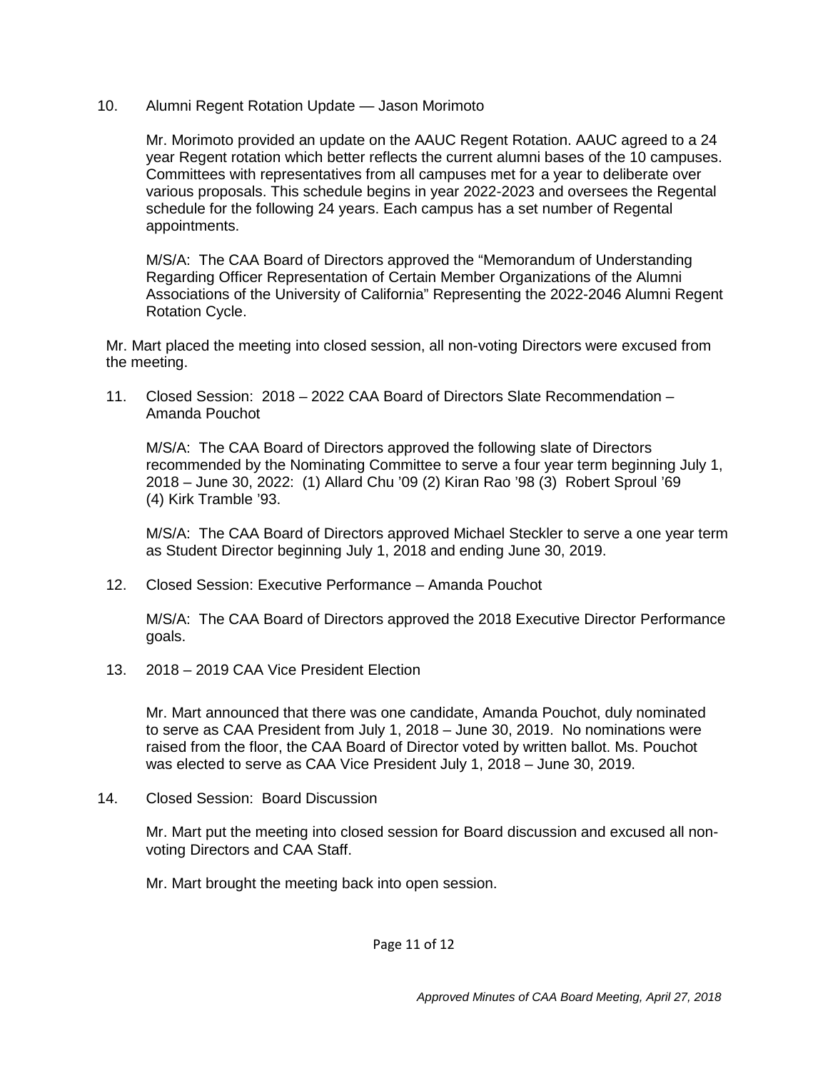10. Alumni Regent Rotation Update — Jason Morimoto

    Mr. Morimoto provided an update on the AAUC Regent Rotation. AAUC agreed to a 24 year Regent rotation which better reflects the current alumni bases of the 10 campuses. Committees with representatives from all campuses met for a year to deliberate over various proposals. This schedule begins in year 2022-2023 and oversees the Regental schedule for the following 24 years. Each campus has a set number of Regental appointments.

    M/S/A: The CAA Board of Directors approved the "Memorandum of Understanding Regarding Officer Representation of Certain Member Organizations of the Alumni Associations of the University of California" Representing the 2022-2046 Alumni Regent Rotation Cycle.

Mr. Mart placed the meeting into closed session, all non-voting Directors were excused from the meeting.

11. Closed Session: 2018 – 2022 CAA Board of Directors Slate Recommendation – Amanda Pouchot

    M/S/A: The CAA Board of Directors approved the following slate of Directors recommended by the Nominating Committee to serve a four year term beginning July 1, 2018 – June 30, 2022: (1) Allard Chu '09 (2) Kiran Rao '98 (3) Robert Sproul '69 (4) Kirk Tramble '93.

    M/S/A: The CAA Board of Directors approved Michael Steckler to serve a one year term as Student Director beginning July 1, 2018 and ending June 30, 2019.

12. Closed Session: Executive Performance – Amanda Pouchot

    M/S/A: The CAA Board of Directors approved the 2018 Executive Director Performance goals.

13. 2018 – 2019 CAA Vice President Election

    Mr. Mart announced that there was one candidate, Amanda Pouchot, duly nominated to serve as CAA President from July 1, 2018 – June 30, 2019. No nominations were raised from the floor, the CAA Board of Director voted by written ballot. Ms. Pouchot was elected to serve as CAA Vice President July 1, 2018 – June 30, 2019.

14. Closed Session: Board Discussion

    Mr. Mart put the meeting into closed session for Board discussion and excused all non-voting Directors and CAA Staff.

    Mr. Mart brought the meeting back into open session.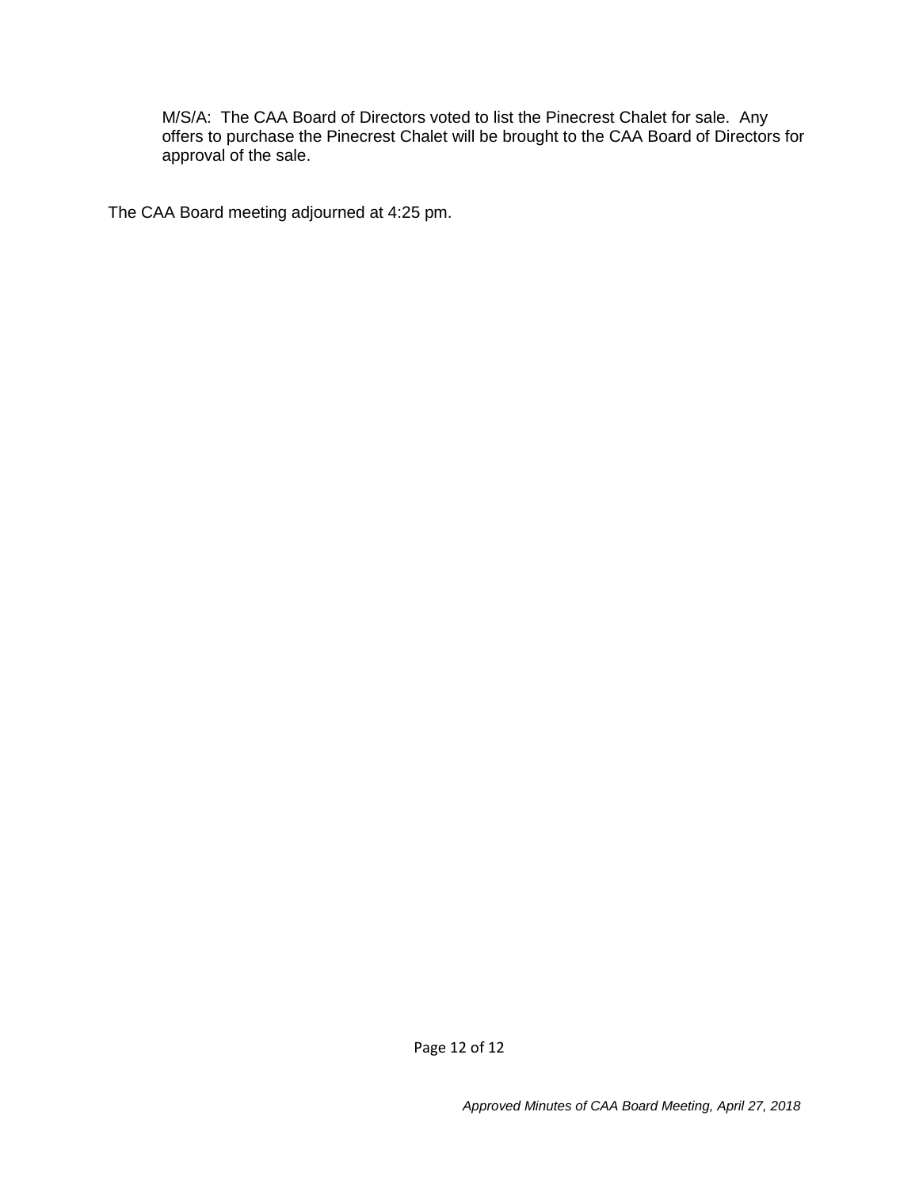M/S/A: The CAA Board of Directors voted to list the Pinecrest Chalet for sale. Any offers to purchase the Pinecrest Chalet will be brought to the CAA Board of Directors for approval of the sale.

The CAA Board meeting adjourned at 4:25 pm.